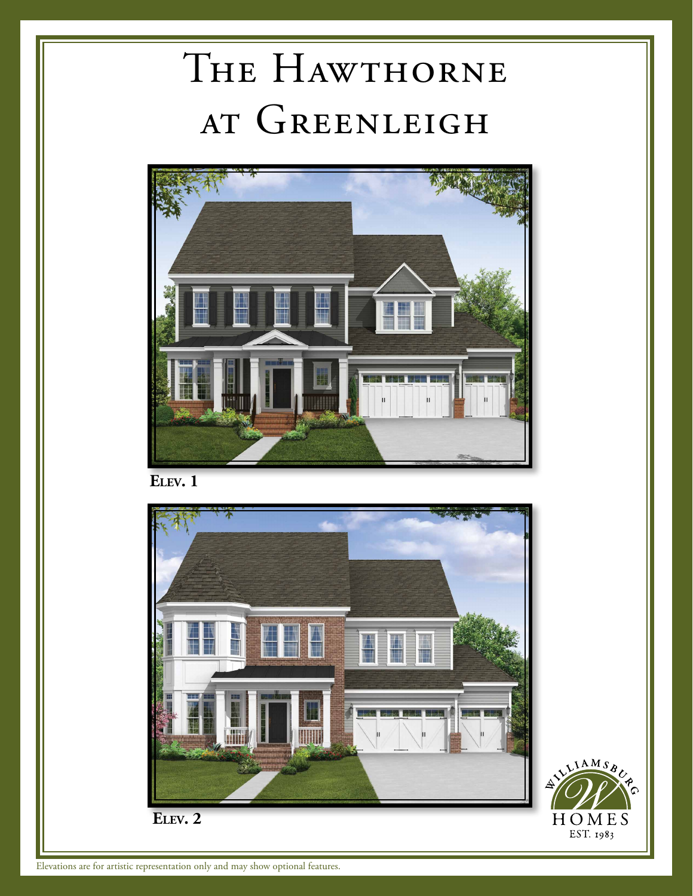# The Hawthorne at Greenleigh

**Elev. 1**

**Elev. 2**

Williamsburg Homes EST. 1983

Elevations are for artistic representation only and may show optional features.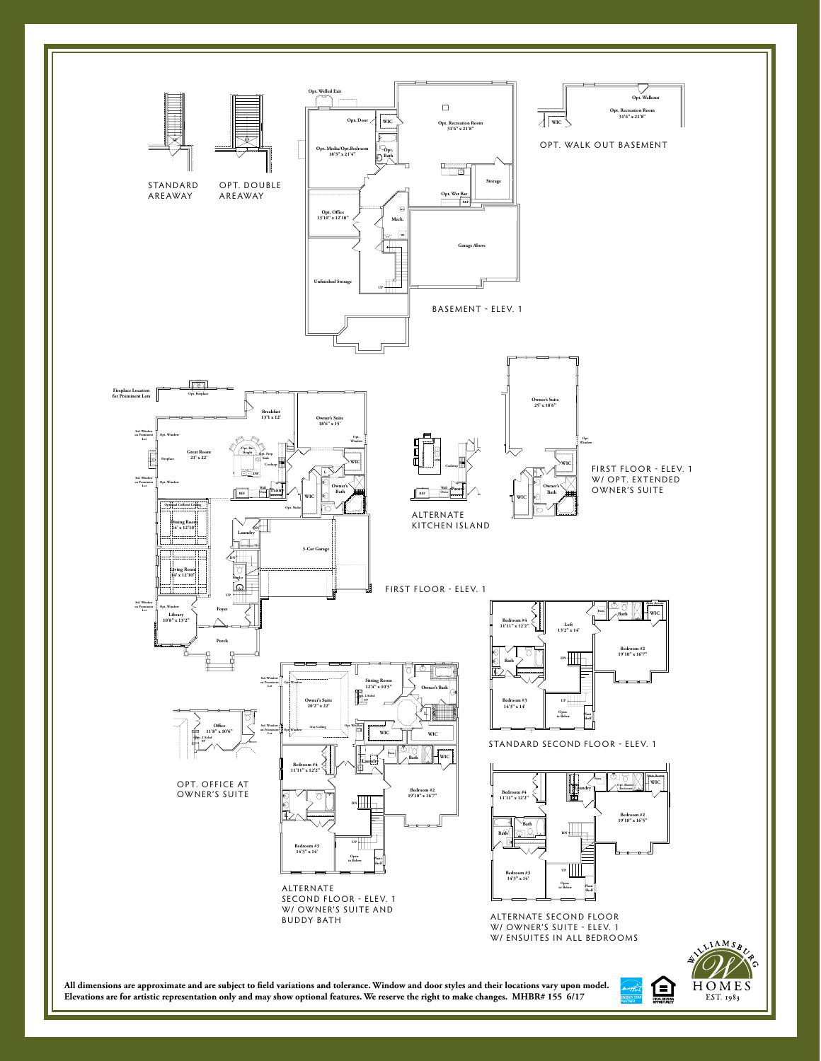STANDARD AREAWAY

OPT. DOUBLE AREAWAY

BASEMENT - ELEV. 1

Opt. Welled Exit

Opt. Door

WIC

Opt. Recreation Room 31'6" x 21'8"

Opt. Media/Opt.Bedroom 18'3" x 21'4"

Opt. Bath

Storage

Opt. Wet Bar

REF

Opt. Office 15'10" x 12'10"

Mech.

Garage Above

Unfinished Storage

UP

OPT. WALK OUT BASEMENT

Opt. Walkout

Opt. Recreation Room 31'6" x 21'8"

WIC

FIRST FLOOR - ELEV. 1

Fireplace Location for Prominent Lots

Opt. Fireplace

Breakfast 13'1 x 12'

Owner's Suite 18'6" x 15'

Opt. Window

Std. Window on Prominent Lot

Great Room 21' x 22'

Fireplace

Opt. Bar Height

Opt. Prep Sink

Cooktop

DW

WIC

Owner's Bath

REF

Wall Oven

Pantry

WIC

Opt. Niche

Optional Coffered Ceiling

Dining Room 14' x 12'10"

Laundry

3-Car Garage

Living Room 14' x 12'10"

DN

Powder

UP

Library 10'8" x 13'2"

Foyer

Porch

ALTERNATE KITCHEN ISLAND

DW

Cooktop

REF

Wall Oven

Pantry

FIRST FLOOR - ELEV. 1 W/ OPT. EXTENDED OWNER'S SUITE

Owner's Suite 25' x 18'6"

Opt. Window

WIC

Owner's Bath

WIC

STANDARD SECOND FLOOR - ELEV. 1

Bedroom #4 11'11" x 12'2"

Loft 13'2" x 14'

Powder

Bath

WIC

Bedroom #2 19'10" x 16'7"

Bath

DN

Bedroom #3 14'3" x 14'

UP

Open to Below

Plant Shelf

OPT. OFFICE AT OWNER'S SUITE

Office 11'8" x 10'6"

Opt. 2-Sided FP

ALTERNATE SECOND FLOOR - ELEV. 1 W/ OWNER'S SUITE AND BUDDY BATH

Sitting Room 12'4" x 10'5"

Owner's Bath

Opt. 2-Sided FP

Owner's Suite 20'2" x 22'

Tray Ceiling

Opt. Wet Bar

WIC

WIC

Std. Window on Prominent Lot

Opt. Window

Laundry

Powder

Bath

WIC

Bedroom #4 11'11" x 12'2"

Bedroom #2 19'10" x 16'7"

DN

Bedroom #3 14'3" x 14'

UP

Open to Below

Plant Shelf

ALTERNATE SECOND FLOOR W/ OWNER'S SUITE - ELEV. 1 W/ ENSUITES IN ALL BEDROOMS

Bedroom #4 11'11" x 12'2"

Laundry

Opt. Shower

WIC

Bedroom #2 19'10" x 16'5"

Bath

Bath

DN

Bedroom #3 14'3" x 14'

UP

Open to Below

Plant Shelf

WILLIAMSBURG HOMES EST. 1983

**All dimensions are approximate and are subject to field variations and tolerance. Window and door styles and their locations vary upon model. Elevations are for artistic representation only and may show optional features. We reserve the right to make changes. MHBR# 155 6/17**